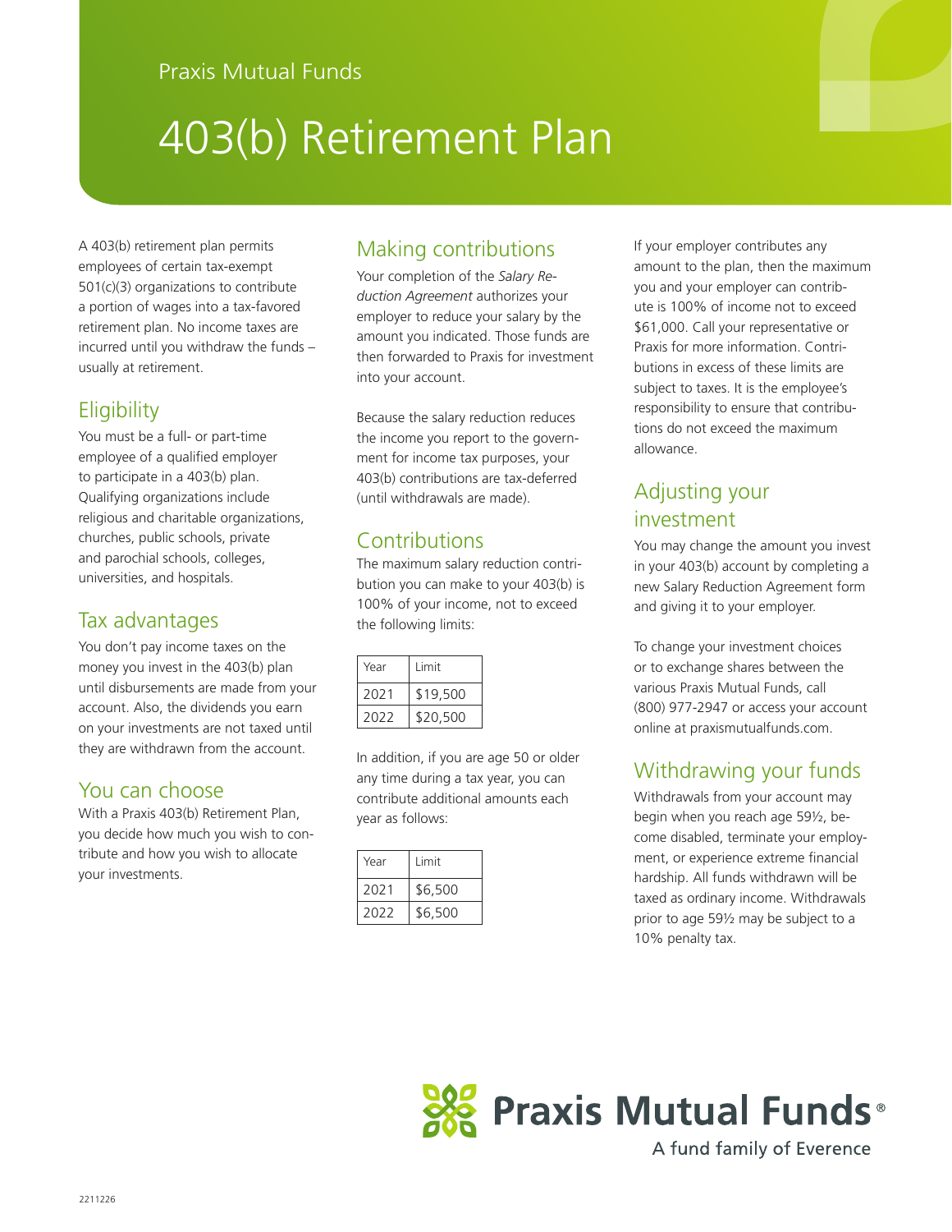Praxis Mutual Funds

# 403(b) Retirement Plan

A 403(b) retirement plan permits employees of certain tax-exempt 501(c)(3) organizations to contribute a portion of wages into a tax-favored retirement plan. No income taxes are incurred until you withdraw the funds – usually at retirement.

## Eligibility

You must be a full- or part-time employee of a qualified employer to participate in a 403(b) plan. Qualifying organizations include religious and charitable organizations, churches, public schools, private and parochial schools, colleges, universities, and hospitals.

## Tax advantages

You don't pay income taxes on the money you invest in the 403(b) plan until disbursements are made from your account. Also, the dividends you earn on your investments are not taxed until they are withdrawn from the account.

## You can choose

With a Praxis 403(b) Retirement Plan, you decide how much you wish to contribute and how you wish to allocate your investments.

## Making contributions

Your completion of the *Salary Reduction Agreement* authorizes your employer to reduce your salary by the amount you indicated. Those funds are then forwarded to Praxis for investment into your account.

Because the salary reduction reduces the income you report to the government for income tax purposes, your 403(b) contributions are tax-deferred (until withdrawals are made).

## Contributions

The maximum salary reduction contribution you can make to your 403(b) is 100% of your income, not to exceed the following limits:

| Year | Limit |
|---|---|
| 2021 | $19,500 |
| 2022 | $20,500 |

In addition, if you are age 50 or older any time during a tax year, you can contribute additional amounts each year as follows:

| Year | Limit |
|---|---|
| 2021 | $6,500 |
| 2022 | $6,500 |

If your employer contributes any amount to the plan, then the maximum you and your employer can contribute is 100% of income not to exceed $61,000. Call your representative or Praxis for more information. Contributions in excess of these limits are subject to taxes. It is the employee's responsibility to ensure that contributions do not exceed the maximum allowance.

## Adjusting your investment

You may change the amount you invest in your 403(b) account by completing a new Salary Reduction Agreement form and giving it to your employer.

To change your investment choices or to exchange shares between the various Praxis Mutual Funds, call (800) 977-2947 or access your account online at praxismutualfunds.com.

## Withdrawing your funds

Withdrawals from your account may begin when you reach age 59½, become disabled, terminate your employment, or experience extreme financial hardship. All funds withdrawn will be taxed as ordinary income. Withdrawals prior to age 59½ may be subject to a 10% penalty tax.

Praxis Mutual Funds®

A fund family of Everence

2211226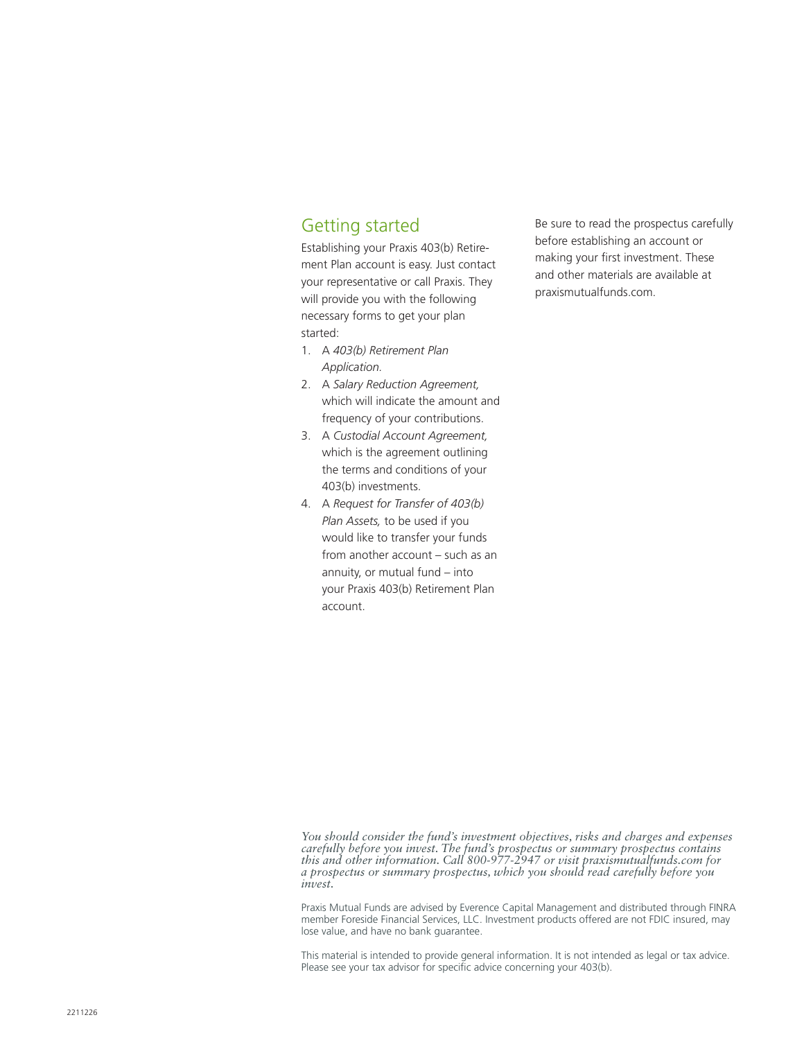## Getting started

Establishing your Praxis 403(b) Retirement Plan account is easy. Just contact your representative or call Praxis. They will provide you with the following necessary forms to get your plan started:

1. A *403(b) Retirement Plan Application.*
2. A *Salary Reduction Agreement,* which will indicate the amount and frequency of your contributions.
3. A *Custodial Account Agreement,* which is the agreement outlining the terms and conditions of your 403(b) investments.
4. A *Request for Transfer of 403(b) Plan Assets,* to be used if you would like to transfer your funds from another account – such as an annuity, or mutual fund – into your Praxis 403(b) Retirement Plan account.

Be sure to read the prospectus carefully before establishing an account or making your first investment. These and other materials are available at praxismutualfunds.com.

*You should consider the fund's investment objectives, risks and charges and expenses carefully before you invest. The fund's prospectus or summary prospectus contains this and other information. Call 800-977-2947 or visit praxismutualfunds.com for a prospectus or summary prospectus, which you should read carefully before you invest.*

Praxis Mutual Funds are advised by Everence Capital Management and distributed through FINRA member Foreside Financial Services, LLC. Investment products offered are not FDIC insured, may lose value, and have no bank guarantee.

This material is intended to provide general information. It is not intended as legal or tax advice. Please see your tax advisor for specific advice concerning your 403(b).

2211226